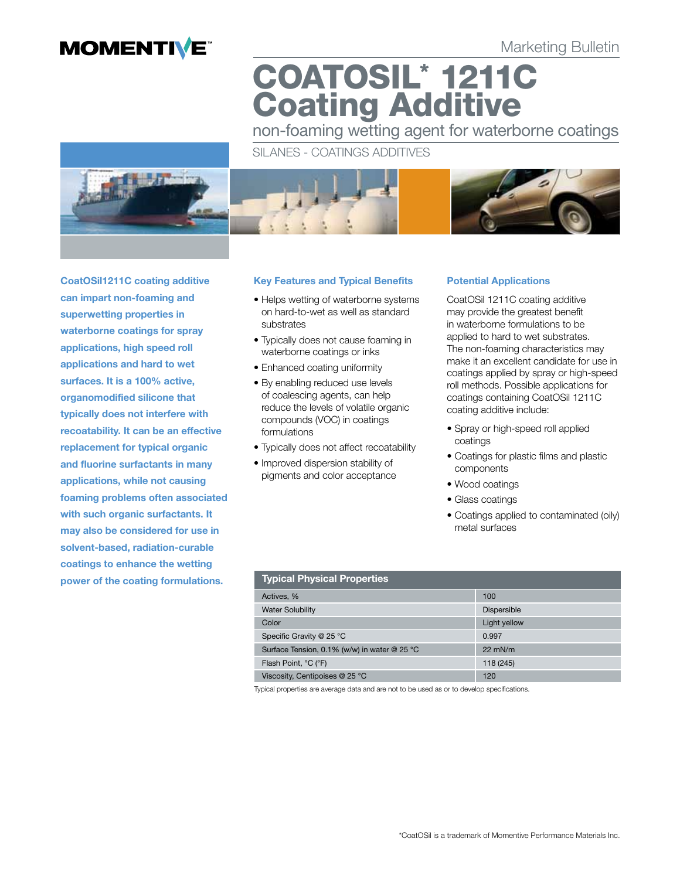MOMENTIVE™

Marketing Bulletin

# COATOSIL* 1211C Coating Additive

## non-foaming wetting agent for waterborne coatings

SILANES - COATINGS ADDITIVES

**CoatOSil1211C coating additive can impart non-foaming and superwetting properties in waterborne coatings for spray applications, high speed roll applications and hard to wet surfaces. It is a 100% active, organomodified silicone that typically does not interfere with recoatability. It can be an effective replacement for typical organic and fluorine surfactants in many applications, while not causing foaming problems often associated with such organic surfactants. It may also be considered for use in solvent-based, radiation-curable coatings to enhance the wetting power of the coating formulations.**

### Key Features and Typical Benefits

- Helps wetting of waterborne systems on hard-to-wet as well as standard substrates
- Typically does not cause foaming in waterborne coatings or inks
- Enhanced coating uniformity
- By enabling reduced use levels of coalescing agents, can help reduce the levels of volatile organic compounds (VOC) in coatings formulations
- Typically does not affect recoatability
- Improved dispersion stability of pigments and color acceptance

### Potential Applications

CoatOSil 1211C coating additive may provide the greatest benefit in waterborne formulations to be applied to hard to wet substrates. The non-foaming characteristics may make it an excellent candidate for use in coatings applied by spray or high-speed roll methods. Possible applications for coatings containing CoatOSil 1211C coating additive include:

- Spray or high-speed roll applied coatings
- Coatings for plastic films and plastic components
- Wood coatings
- Glass coatings
- Coatings applied to contaminated (oily) metal surfaces

| Typical Physical Properties | |
|---|---|
| Actives, % | 100 |
| Water Solubility | Dispersible |
| Color | Light yellow |
| Specific Gravity @ 25 °C | 0.997 |
| Surface Tension, 0.1% (w/w) in water @ 25 °C | 22 mN/m |
| Flash Point, °C (°F) | 118 (245) |
| Viscosity, Centipoises @ 25 °C | 120 |

Typical properties are average data and are not to be used as or to develop specifications.

*CoatOSil is a trademark of Momentive Performance Materials Inc.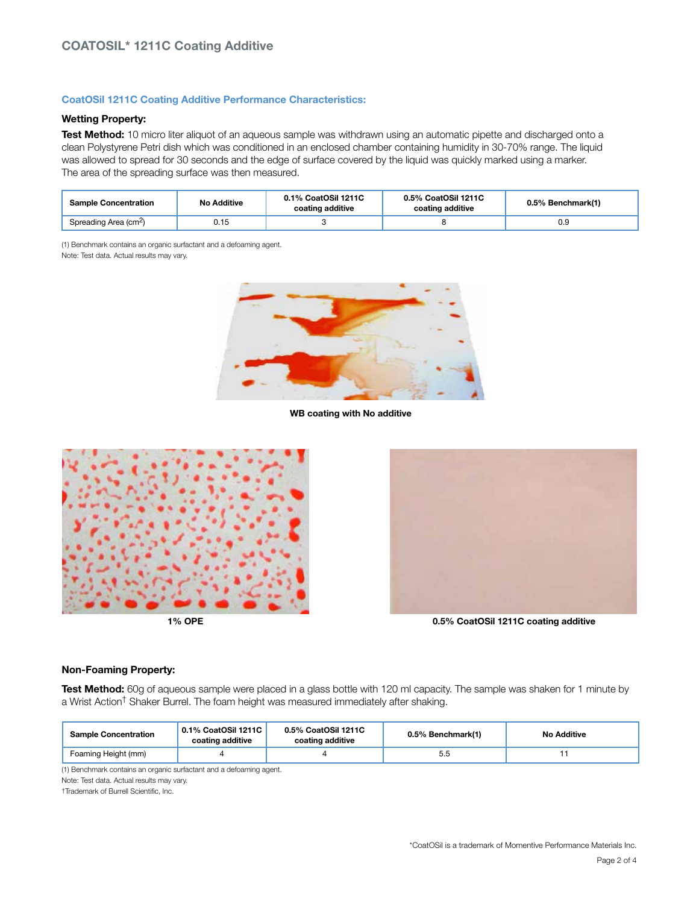## CoatOSil 1211C Coating Additive Performance Characteristics:

### Wetting Property:

**Test Method:** 10 micro liter aliquot of an aqueous sample was withdrawn using an automatic pipette and discharged onto a clean Polystyrene Petri dish which was conditioned in an enclosed chamber containing humidity in 30-70% range. The liquid was allowed to spread for 30 seconds and the edge of surface covered by the liquid was quickly marked using a marker. The area of the spreading surface was then measured.

| Sample Concentration | No Additive | 0.1% CoatOSil 1211C coating additive | 0.5% CoatOSil 1211C coating additive | 0.5% Benchmark(1) |
|---|---|---|---|---|
| Spreading Area ($cm^2$) | 0.15 | 3 | 8 | 0.9 |

(1) Benchmark contains an organic surfactant and a defoaming agent.
Note: Test data. Actual results may vary.

WB coating with No additive

1% OPE

0.5% CoatOSil 1211C coating additive

### Non-Foaming Property:

**Test Method:** 60g of aqueous sample were placed in a glass bottle with 120 ml capacity. The sample was shaken for 1 minute by a Wrist Action† Shaker Burrel. The foam height was measured immediately after shaking.

| Sample Concentration | 0.1% CoatOSil 1211C coating additive | 0.5% CoatOSil 1211C coating additive | 0.5% Benchmark(1) | No Additive |
|---|---|---|---|---|
| Foaming Height (mm) | 4 | 4 | 5.5 | 11 |

(1) Benchmark contains an organic surfactant and a defoaming agent.
Note: Test data. Actual results may vary.
†Trademark of Burrell Scientific, Inc.

*CoatOSil is a trademark of Momentive Performance Materials Inc.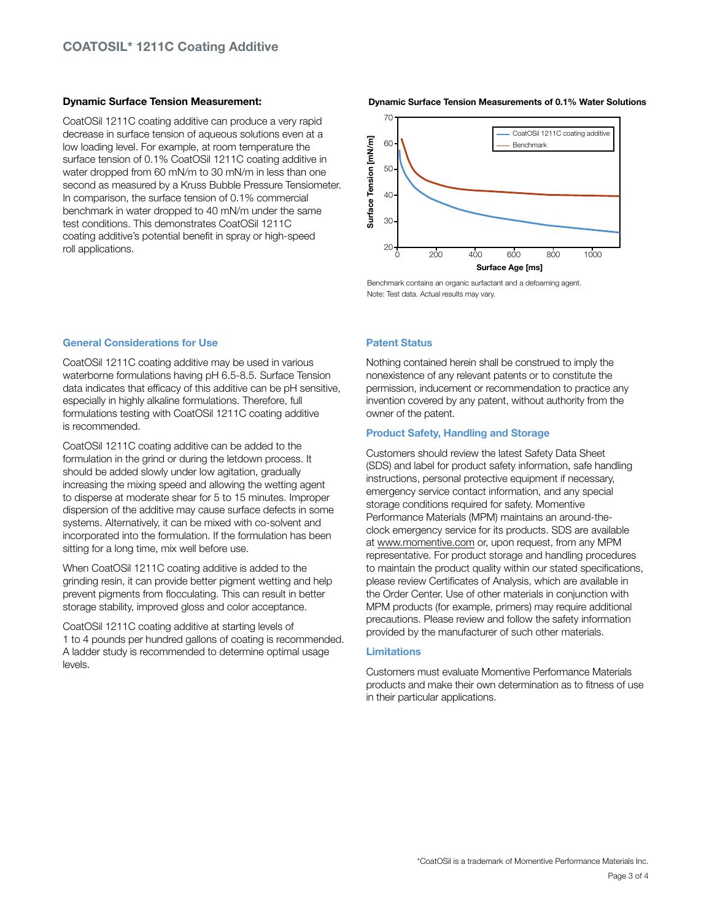## Dynamic Surface Tension Measurement:

CoatOSil 1211C coating additive can produce a very rapid decrease in surface tension of aqueous solutions even at a low loading level. For example, at room temperature the surface tension of 0.1% CoatOSil 1211C coating additive in water dropped from 60 mN/m to 30 mN/m in less than one second as measured by a Kruss Bubble Pressure Tensiometer. In comparison, the surface tension of 0.1% commercial benchmark in water dropped to 40 mN/m under the same test conditions. This demonstrates CoatOSil 1211C coating additive's potential benefit in spray or high-speed roll applications.

**Dynamic Surface Tension Measurements of 0.1% Water Solutions**

Benchmark contains an organic surfactant and a defoaming agent.
Note: Test data. Actual results may vary.

### General Considerations for Use

CoatOSil 1211C coating additive may be used in various waterborne formulations having pH 6.5-8.5. Surface Tension data indicates that efficacy of this additive can be pH sensitive, especially in highly alkaline formulations. Therefore, full formulations testing with CoatOSil 1211C coating additive is recommended.

CoatOSil 1211C coating additive can be added to the formulation in the grind or during the letdown process. It should be added slowly under low agitation, gradually increasing the mixing speed and allowing the wetting agent to disperse at moderate shear for 5 to 15 minutes. Improper dispersion of the additive may cause surface defects in some systems. Alternatively, it can be mixed with co-solvent and incorporated into the formulation. If the formulation has been sitting for a long time, mix well before use.

When CoatOSil 1211C coating additive is added to the grinding resin, it can provide better pigment wetting and help prevent pigments from flocculating. This can result in better storage stability, improved gloss and color acceptance.

CoatOSil 1211C coating additive at starting levels of 1 to 4 pounds per hundred gallons of coating is recommended. A ladder study is recommended to determine optimal usage levels.

### Patent Status

Nothing contained herein shall be construed to imply the nonexistence of any relevant patents or to constitute the permission, inducement or recommendation to practice any invention covered by any patent, without authority from the owner of the patent.

### Product Safety, Handling and Storage

Customers should review the latest Safety Data Sheet (SDS) and label for product safety information, safe handling instructions, personal protective equipment if necessary, emergency service contact information, and any special storage conditions required for safety. Momentive Performance Materials (MPM) maintains an around-the-clock emergency service for its products. SDS are available at www.momentive.com or, upon request, from any MPM representative. For product storage and handling procedures to maintain the product quality within our stated specifications, please review Certificates of Analysis, which are available in the Order Center. Use of other materials in conjunction with MPM products (for example, primers) may require additional precautions. Please review and follow the safety information provided by the manufacturer of such other materials.

### Limitations

Customers must evaluate Momentive Performance Materials products and make their own determination as to fitness of use in their particular applications.

*CoatOSil is a trademark of Momentive Performance Materials Inc.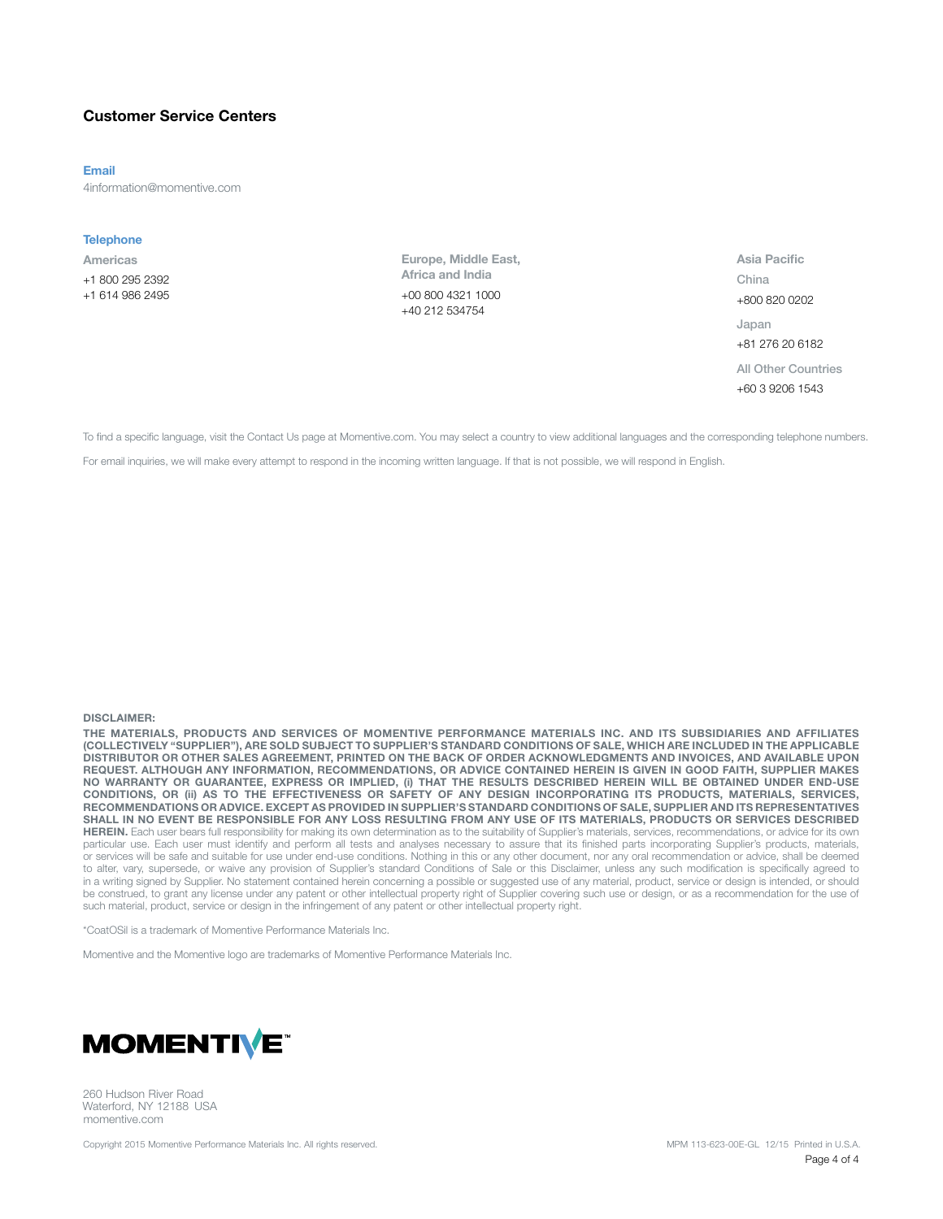## Customer Service Centers

**Email**

4information@momentive.com

**Telephone**

**Americas**

+1 800 295 2392
+1 614 986 2495

**Europe, Middle East, Africa and India**

+00 800 4321 1000
+40 212 534754

**Asia Pacific**

**China**

+800 820 0202

**Japan**

+81 276 20 6182

**All Other Countries**

+60 3 9206 1543

To find a specific language, visit the Contact Us page at Momentive.com. You may select a country to view additional languages and the corresponding telephone numbers.

For email inquiries, we will make every attempt to respond in the incoming written language. If that is not possible, we will respond in English.

**DISCLAIMER:**

**THE MATERIALS, PRODUCTS AND SERVICES OF MOMENTIVE PERFORMANCE MATERIALS INC. AND ITS SUBSIDIARIES AND AFFILIATES (COLLECTIVELY "SUPPLIER"), ARE SOLD SUBJECT TO SUPPLIER'S STANDARD CONDITIONS OF SALE, WHICH ARE INCLUDED IN THE APPLICABLE DISTRIBUTOR OR OTHER SALES AGREEMENT, PRINTED ON THE BACK OF ORDER ACKNOWLEDGMENTS AND INVOICES, AND AVAILABLE UPON REQUEST. ALTHOUGH ANY INFORMATION, RECOMMENDATIONS, OR ADVICE CONTAINED HEREIN IS GIVEN IN GOOD FAITH, SUPPLIER MAKES NO WARRANTY OR GUARANTEE, EXPRESS OR IMPLIED, (i) THAT THE RESULTS DESCRIBED HEREIN WILL BE OBTAINED UNDER END-USE CONDITIONS, OR (ii) AS TO THE EFFECTIVENESS OR SAFETY OF ANY DESIGN INCORPORATING ITS PRODUCTS, MATERIALS, SERVICES, RECOMMENDATIONS OR ADVICE. EXCEPT AS PROVIDED IN SUPPLIER'S STANDARD CONDITIONS OF SALE, SUPPLIER AND ITS REPRESENTATIVES SHALL IN NO EVENT BE RESPONSIBLE FOR ANY LOSS RESULTING FROM ANY USE OF ITS MATERIALS, PRODUCTS OR SERVICES DESCRIBED HEREIN.** Each user bears full responsibility for making its own determination as to the suitability of Supplier's materials, services, recommendations, or advice for its own particular use. Each user must identify and perform all tests and analyses necessary to assure that its finished parts incorporating Supplier's products, materials, or services will be safe and suitable for use under end-use conditions. Nothing in this or any other document, nor any oral recommendation or advice, shall be deemed to alter, vary, supersede, or waive any provision of Supplier's standard Conditions of Sale or this Disclaimer, unless any such modification is specifically agreed to in a writing signed by Supplier. No statement contained herein concerning a possible or suggested use of any material, product, service or design is intended, or should be construed, to grant any license under any patent or other intellectual property right of Supplier covering such use or design, or as a recommendation for the use of such material, product, service or design in the infringement of any patent or other intellectual property right.

*CoatOSil is a trademark of Momentive Performance Materials Inc.

Momentive and the Momentive logo are trademarks of Momentive Performance Materials Inc.

MOMENTIVE™

260 Hudson River Road
Waterford, NY 12188 USA
momentive.com

Copyright 2015 Momentive Performance Materials Inc. All rights reserved.

MPM 113-623-00E-GL 12/15 Printed in U.S.A.